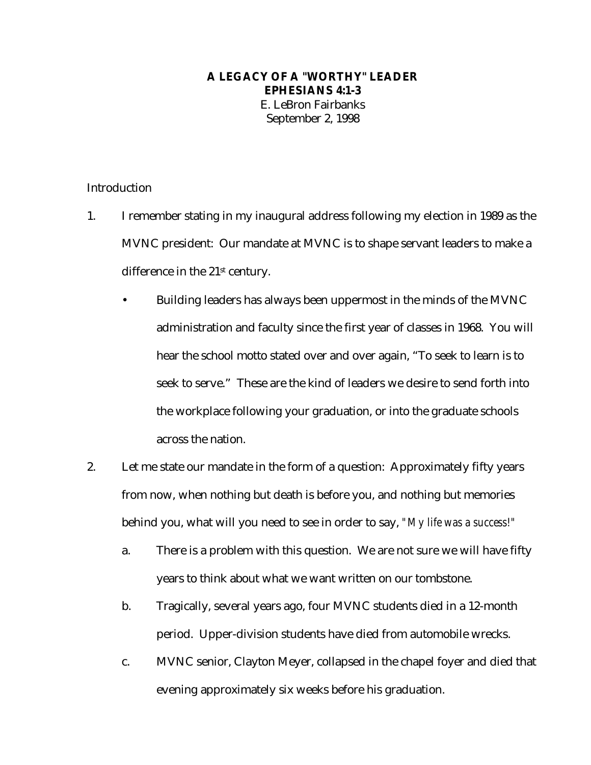# A LEGACY OF A "WORTHY" LEADER
## EPHESIANS 4:1-3

E. LeBron Fairbanks
September 2, 1998

Introduction

1. I remember stating in my inaugural address following my election in 1989 as the MVNC president: Our mandate at MVNC is to shape servant leaders to make a difference in the 21st century.
   - Building leaders has always been uppermost in the minds of the MVNC administration and faculty since the first year of classes in 1968. You will hear the school motto stated over and over again, "To seek to learn is to seek to serve." These are the kind of leaders we desire to send forth into the workplace following your graduation, or into the graduate schools across the nation.
2. Let me state our mandate in the form of a question: Approximately fifty years from now, when nothing but death is before you, and nothing but memories behind you, what will you need to see in order to say, *"My life was a success!"*
   a. There is a problem with this question. We are not sure we will have fifty years to think about what we want written on our tombstone.
   b. Tragically, several years ago, four MVNC students died in a 12-month period. Upper-division students have died from automobile wrecks.
   c. MVNC senior, Clayton Meyer, collapsed in the chapel foyer and died that evening approximately six weeks before his graduation.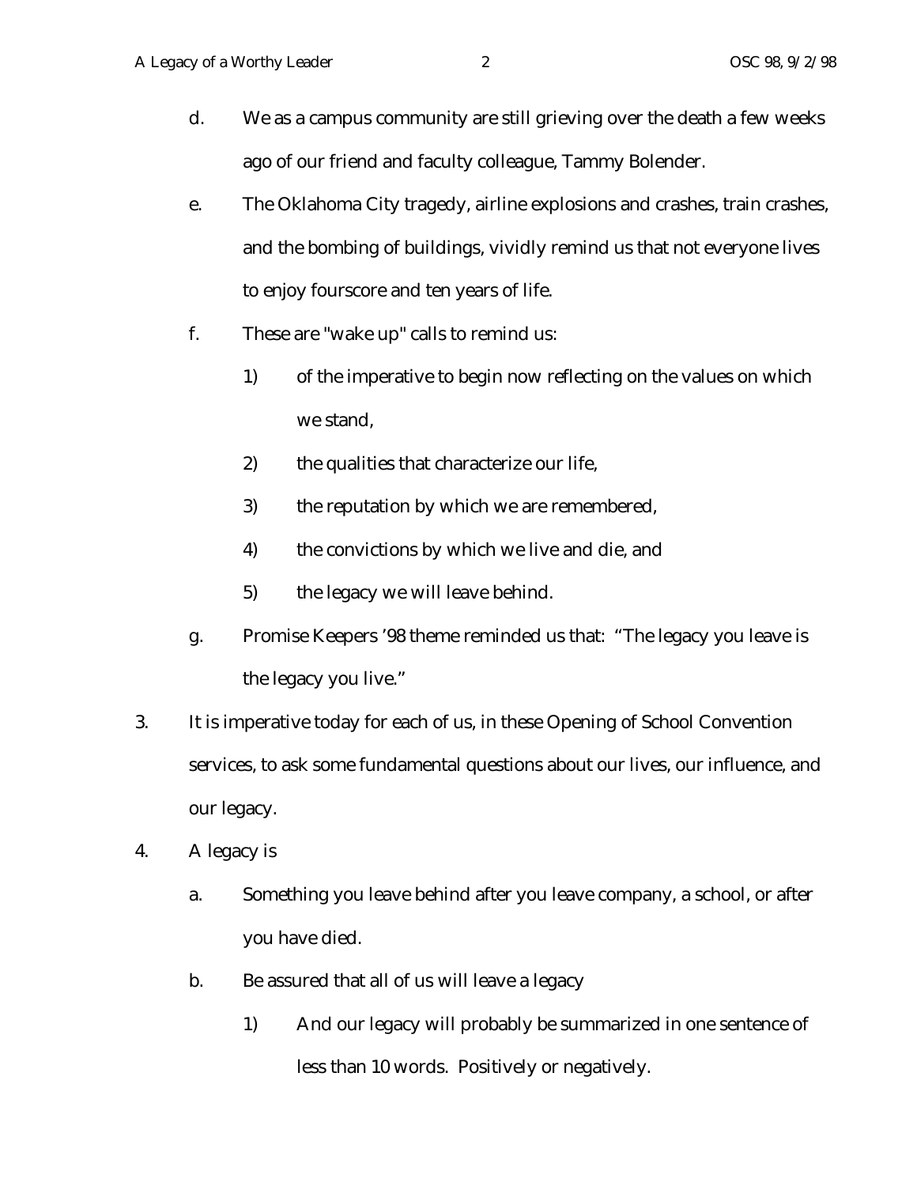d. We as a campus community are still grieving over the death a few weeks ago of our friend and faculty colleague, Tammy Bolender.

e. The Oklahoma City tragedy, airline explosions and crashes, train crashes, and the bombing of buildings, vividly remind us that not everyone lives to enjoy fourscore and ten years of life.

f. These are "wake up" calls to remind us:

   1) of the imperative to begin now reflecting on the values on which we stand,

   2) the qualities that characterize our life,

   3) the reputation by which we are remembered,

   4) the convictions by which we live and die, and

   5) the legacy we will leave behind.

g. Promise Keepers '98 theme reminded us that: "The legacy you leave is the legacy you live."

3. It is imperative today for each of us, in these Opening of School Convention services, to ask some fundamental questions about our lives, our influence, and our legacy.

4. A legacy is

   a. Something you leave behind after you leave company, a school, or after you have died.

   b. Be assured that all of us will leave a legacy

      1) And our legacy will probably be summarized in one sentence of less than 10 words. Positively or negatively.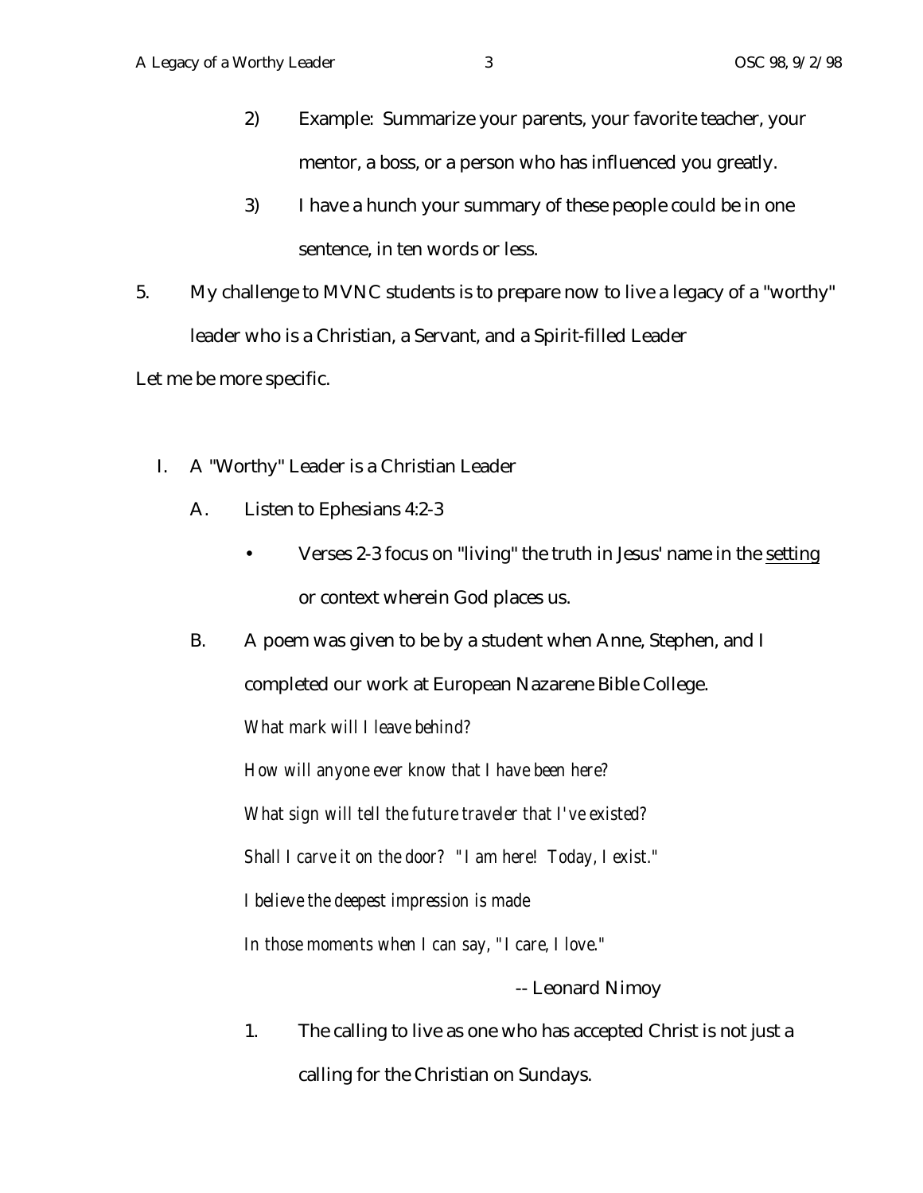2) Example: Summarize your parents, your favorite teacher, your mentor, a boss, or a person who has influenced you greatly.

3) I have a hunch your summary of these people could be in one sentence, in ten words or less.

5. My challenge to MVNC students is to prepare now to live a legacy of a "worthy" leader who is a Christian, a Servant, and a Spirit-filled Leader

Let me be more specific.

I. A "Worthy" Leader is a Christian Leader

A. Listen to Ephesians 4:2-3

- Verses 2-3 focus on "living" the truth in Jesus' name in the <u>setting</u> or context wherein God places us.

B. A poem was given to be by a student when Anne, Stephen, and I completed our work at European Nazarene Bible College.

*What mark will I leave behind?*
*How will anyone ever know that I have been here?*
*What sign will tell the future traveler that I've existed?*
*Shall I carve it on the door? "I am here! Today, I exist."*
*I believe the deepest impression is made*
*In those moments when I can say, "I care, I love."*

-- Leonard Nimoy

1. The calling to live as one who has accepted Christ is not just a calling for the Christian on Sundays.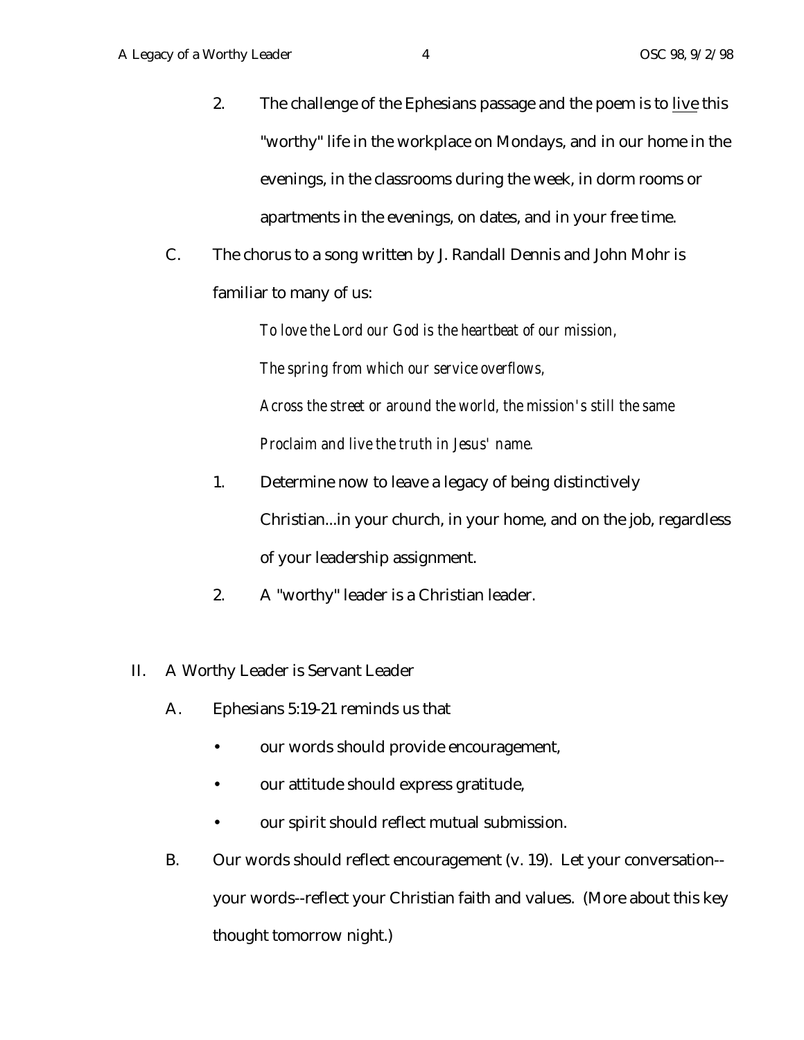2. The challenge of the Ephesians passage and the poem is to <u>live</u> this "worthy" life in the workplace on Mondays, and in our home in the evenings, in the classrooms during the week, in dorm rooms or apartments in the evenings, on dates, and in your free time.

C. The chorus to a song written by J. Randall Dennis and John Mohr is familiar to many of us:

> *To love the Lord our God is the heartbeat of our mission,*
> *The spring from which our service overflows,*
> *Across the street or around the world, the mission's still the same*
> *Proclaim and live the truth in Jesus' name.*

1. Determine now to leave a legacy of being distinctively Christian...in your church, in your home, and on the job, regardless of your leadership assignment.

2. A "worthy" leader is a Christian leader.

II. A Worthy Leader is Servant Leader

A. Ephesians 5:19-21 reminds us that

- our words should provide encouragement,
- our attitude should express gratitude,
- our spirit should reflect mutual submission.

B. Our words should reflect encouragement (v. 19). Let your conversation--your words--reflect your Christian faith and values. (More about this key thought tomorrow night.)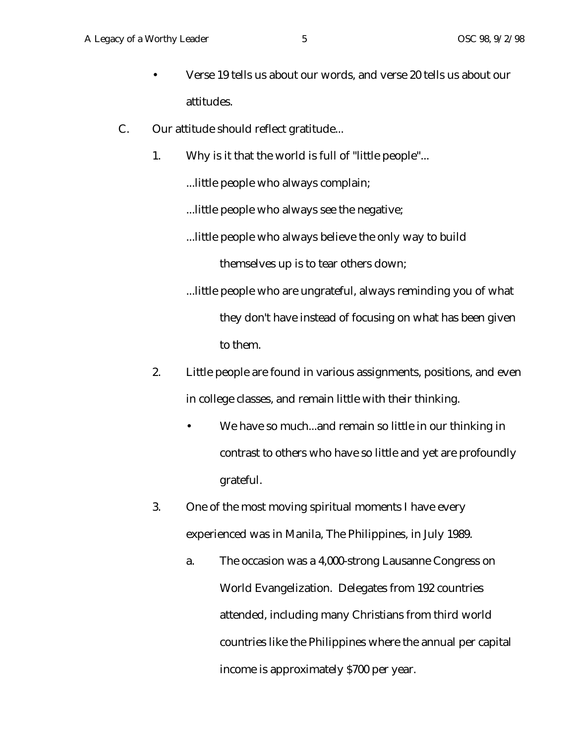- Verse 19 tells us about our words, and verse 20 tells us about our attitudes.

C. Our attitude should reflect gratitude...

1. Why is it that the world is full of "little people"...

   ...little people who always complain;

   ...little people who always see the negative;

   ...little people who always believe the only way to build themselves up is to tear others down;

   ...little people who are ungrateful, always reminding you of what they don't have instead of focusing on what has been given to them.

2. Little people are found in various assignments, positions, and even in college classes, and remain little with their thinking.

   - We have so much...and remain so little in our thinking in contrast to others who have so little and yet are profoundly grateful.

3. One of the most moving spiritual moments I have every experienced was in Manila, The Philippines, in July 1989.

   a. The occasion was a 4,000-strong Lausanne Congress on World Evangelization. Delegates from 192 countries attended, including many Christians from third world countries like the Philippines where the annual per capital income is approximately $700 per year.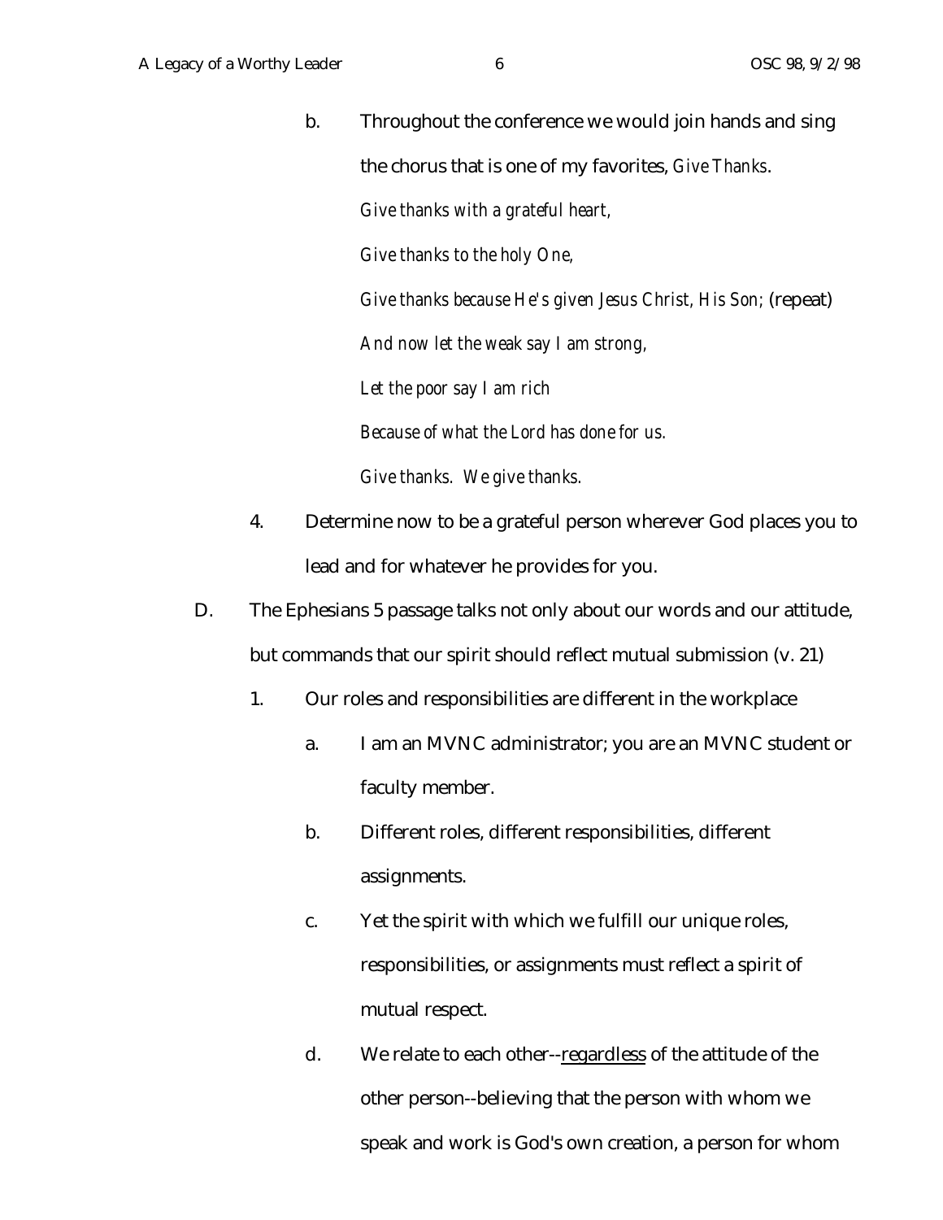b. Throughout the conference we would join hands and sing the chorus that is one of my favorites, *Give Thanks*.

*Give thanks with a grateful heart,*

*Give thanks to the holy One,*

*Give thanks because He's given Jesus Christ, His Son;* (repeat)

*And now let the weak say I am strong,*

*Let the poor say I am rich*

*Because of what the Lord has done for us.*

*Give thanks. We give thanks.*

4. Determine now to be a grateful person wherever God places you to lead and for whatever he provides for you.

D. The Ephesians 5 passage talks not only about our words and our attitude, but commands that our spirit should reflect mutual submission (v. 21)

1. Our roles and responsibilities are different in the workplace

a. I am an MVNC administrator; you are an MVNC student or faculty member.

b. Different roles, different responsibilities, different assignments.

c. Yet the spirit with which we fulfill our unique roles, responsibilities, or assignments must reflect a spirit of mutual respect.

d. We relate to each other--<u>regardless</u> of the attitude of the other person--believing that the person with whom we speak and work is God's own creation, a person for whom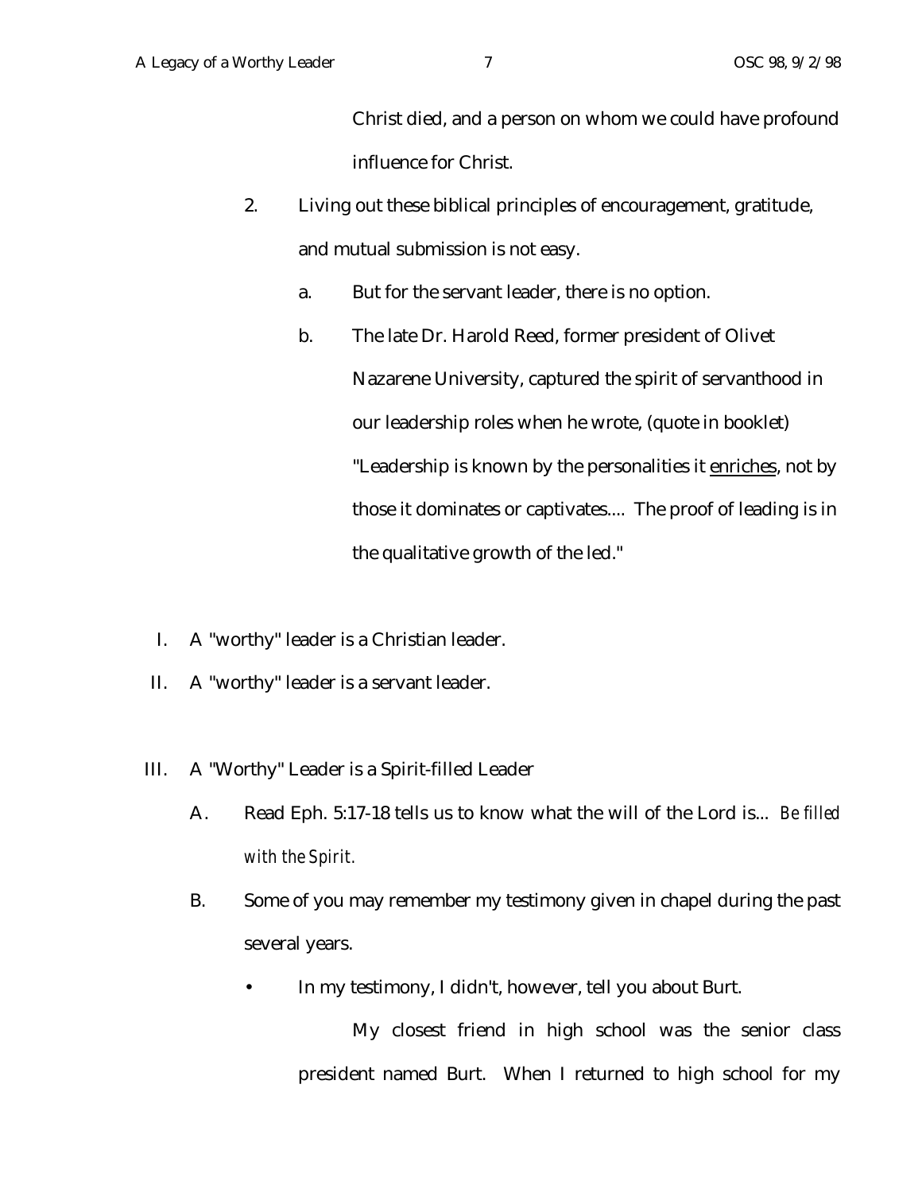Christ died, and a person on whom we could have profound influence for Christ.

2. Living out these biblical principles of encouragement, gratitude, and mutual submission is not easy.

   a. But for the servant leader, there is no option.

   b. The late Dr. Harold Reed, former president of Olivet Nazarene University, captured the spirit of servanthood in our leadership roles when he wrote, (quote in booklet) "Leadership is known by the personalities it <u>enriches</u>, not by those it dominates or captivates.... The proof of leading is in the qualitative growth of the led."

I. A "worthy" leader is a Christian leader.

II. A "worthy" leader is a servant leader.

III. A "Worthy" Leader is a Spirit-filled Leader

   A. Read Eph. 5:17-18 tells us to know what the will of the Lord is... *Be filled with the Spirit.*

   B. Some of you may remember my testimony given in chapel during the past several years.

      • In my testimony, I didn't, however, tell you about Burt.

        My closest friend in high school was the senior class president named Burt. When I returned to high school for my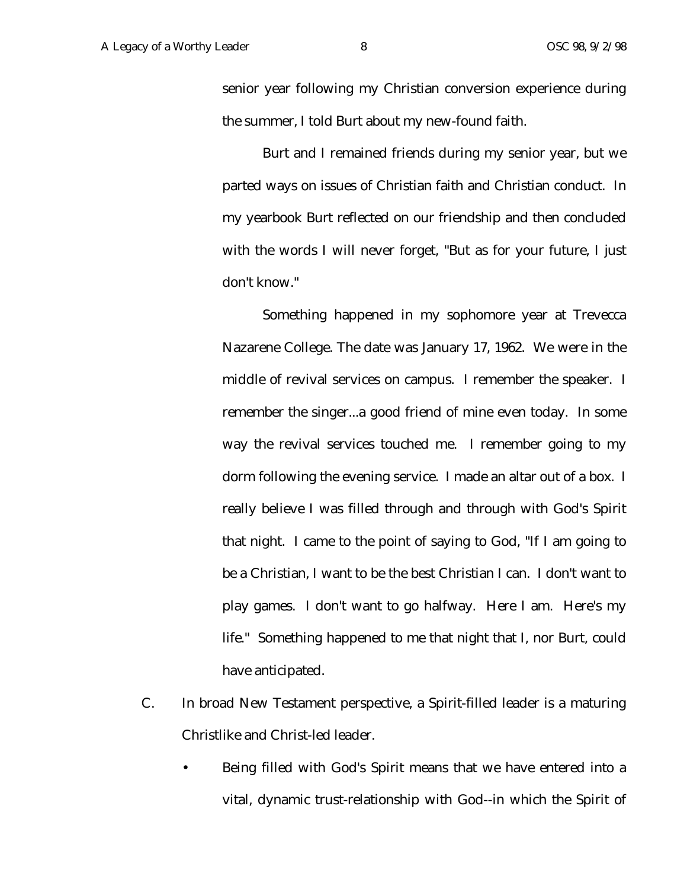senior year following my Christian conversion experience during the summer, I told Burt about my new-found faith.

Burt and I remained friends during my senior year, but we parted ways on issues of Christian faith and Christian conduct. In my yearbook Burt reflected on our friendship and then concluded with the words I will never forget, "But as for your future, I just don't know."

Something happened in my sophomore year at Trevecca Nazarene College. The date was January 17, 1962. We were in the middle of revival services on campus. I remember the speaker. I remember the singer...a good friend of mine even today. In some way the revival services touched me. I remember going to my dorm following the evening service. I made an altar out of a box. I really believe I was filled through and through with God's Spirit that night. I came to the point of saying to God, "If I am going to be a Christian, I want to be the best Christian I can. I don't want to play games. I don't want to go halfway. Here I am. Here's my life." Something happened to me that night that I, nor Burt, could have anticipated.

C. In broad New Testament perspective, a Spirit-filled leader is a maturing Christlike and Christ-led leader.

- Being filled with God's Spirit means that we have entered into a vital, dynamic trust-relationship with God--in which the Spirit of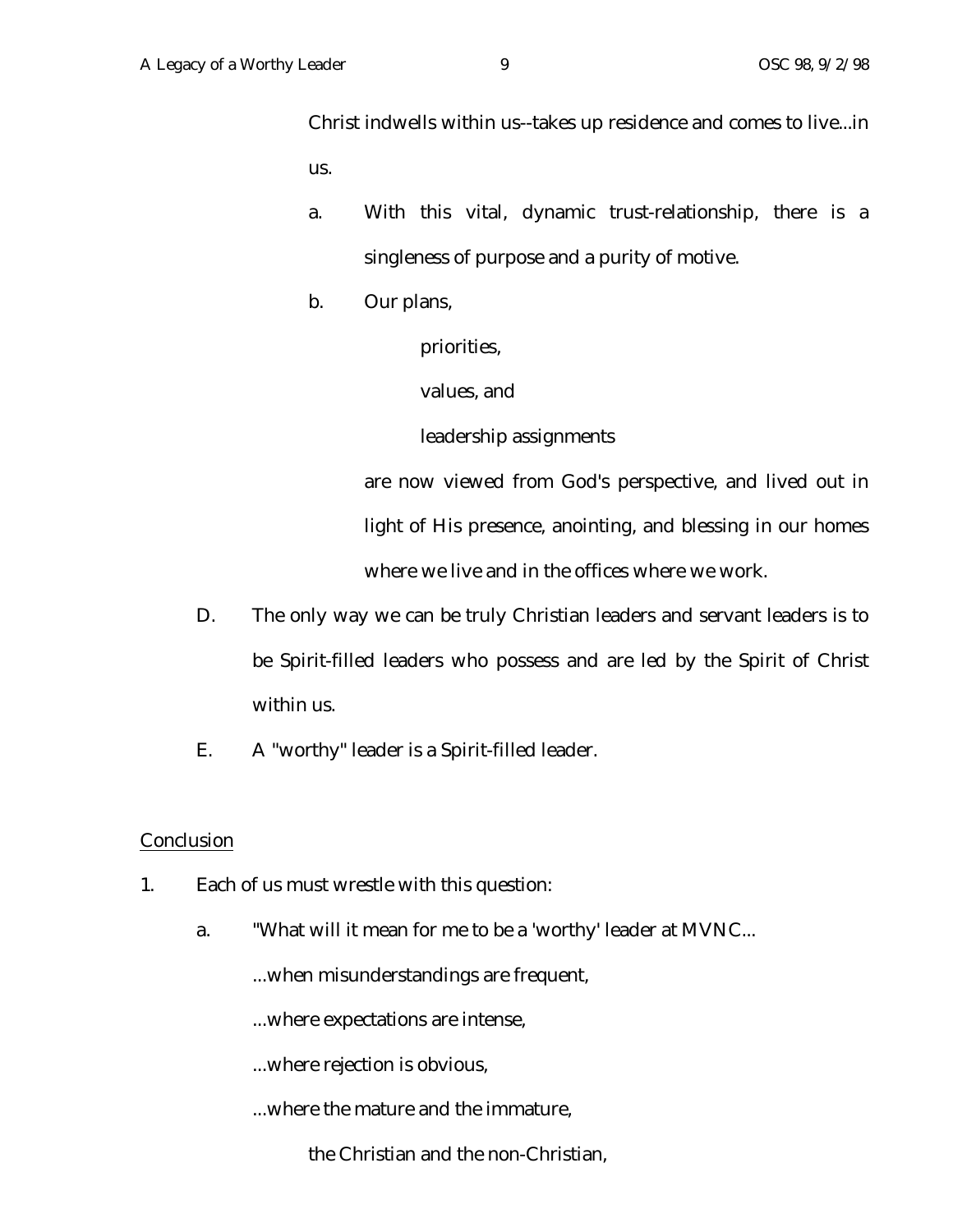Christ indwells within us--takes up residence and comes to live...in us.

a. With this vital, dynamic trust-relationship, there is a singleness of purpose and a purity of motive.

b. Our plans,

 priorities,

 values, and

 leadership assignments

 are now viewed from God's perspective, and lived out in light of His presence, anointing, and blessing in our homes where we live and in the offices where we work.

D. The only way we can be truly Christian leaders and servant leaders is to be Spirit-filled leaders who possess and are led by the Spirit of Christ within us.

E. A "worthy" leader is a Spirit-filled leader.

<u>Conclusion</u>

1. Each of us must wrestle with this question:

 a. "What will it mean for me to be a 'worthy' leader at MVNC...

 ...when misunderstandings are frequent,

 ...where expectations are intense,

 ...where rejection is obvious,

 ...where the mature and the immature,

 the Christian and the non-Christian,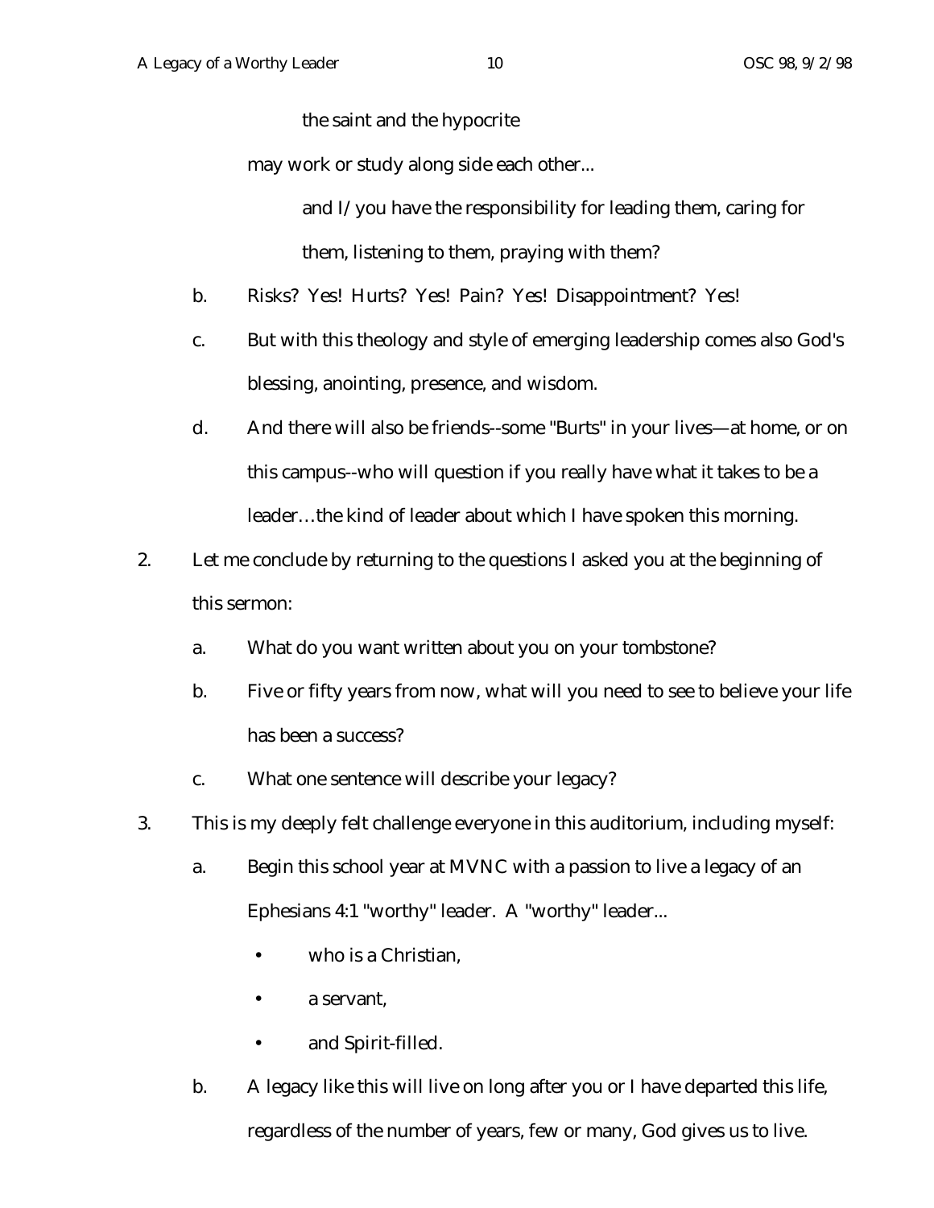the saint and the hypocrite

may work or study along side each other...

and I/you have the responsibility for leading them, caring for them, listening to them, praying with them?

b. Risks? Yes! Hurts? Yes! Pain? Yes! Disappointment? Yes!

c. But with this theology and style of emerging leadership comes also God's blessing, anointing, presence, and wisdom.

d. And there will also be friends--some "Burts" in your lives—at home, or on this campus--who will question if you really have what it takes to be a leader…the kind of leader about which I have spoken this morning.

2. Let me conclude by returning to the questions I asked you at the beginning of this sermon:

   a. What do you want written about you on your tombstone?

   b. Five or fifty years from now, what will you need to see to believe your life has been a success?

   c. What one sentence will describe your legacy?

3. This is my deeply felt challenge everyone in this auditorium, including myself:

   a. Begin this school year at MVNC with a passion to live a legacy of an Ephesians 4:1 "worthy" leader. A "worthy" leader...

      - who is a Christian,
      - a servant,
      - and Spirit-filled.

   b. A legacy like this will live on long after you or I have departed this life, regardless of the number of years, few or many, God gives us to live.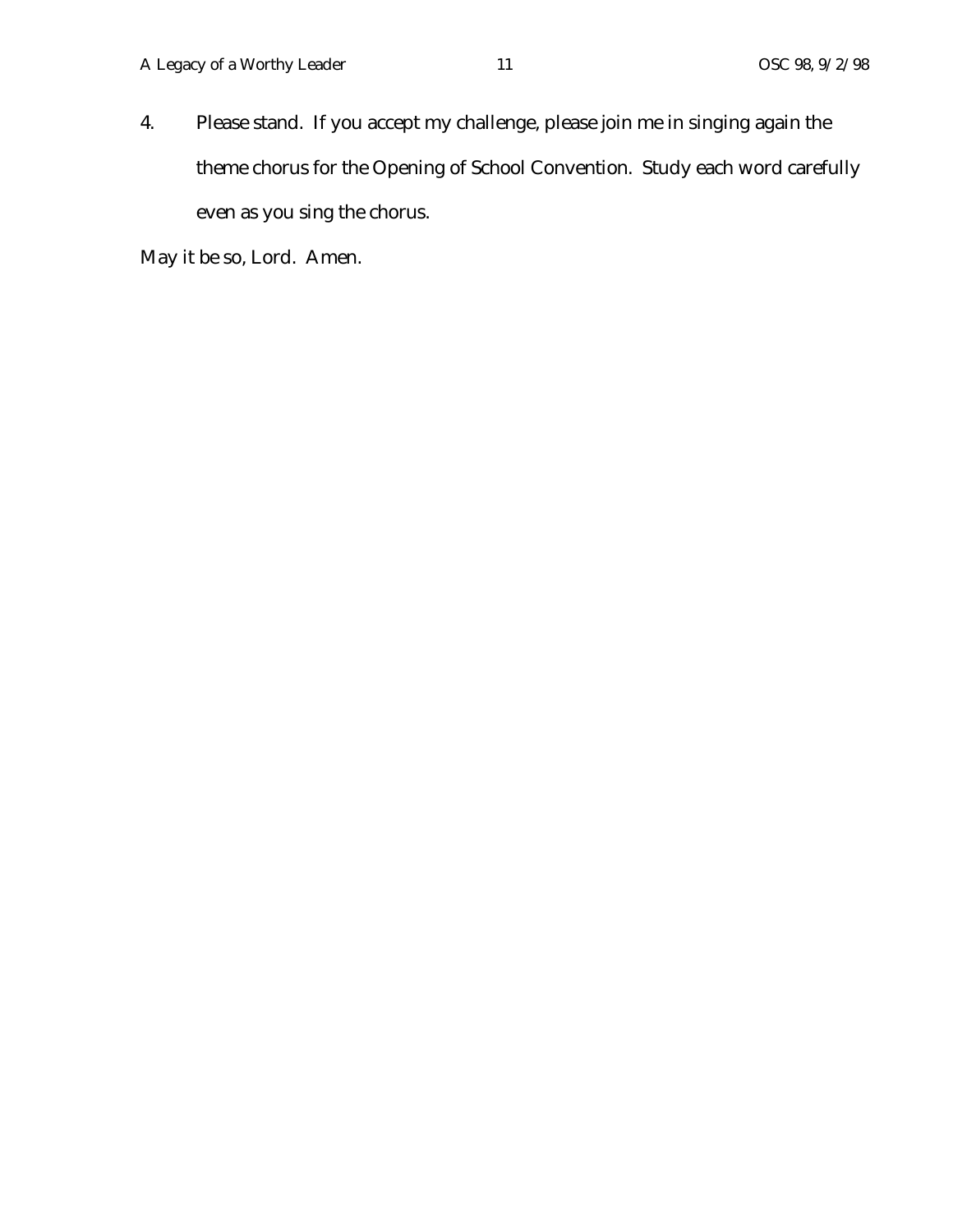4. Please stand. If you accept my challenge, please join me in singing again the theme chorus for the Opening of School Convention. Study each word carefully even as you sing the chorus.

May it be so, Lord. Amen.